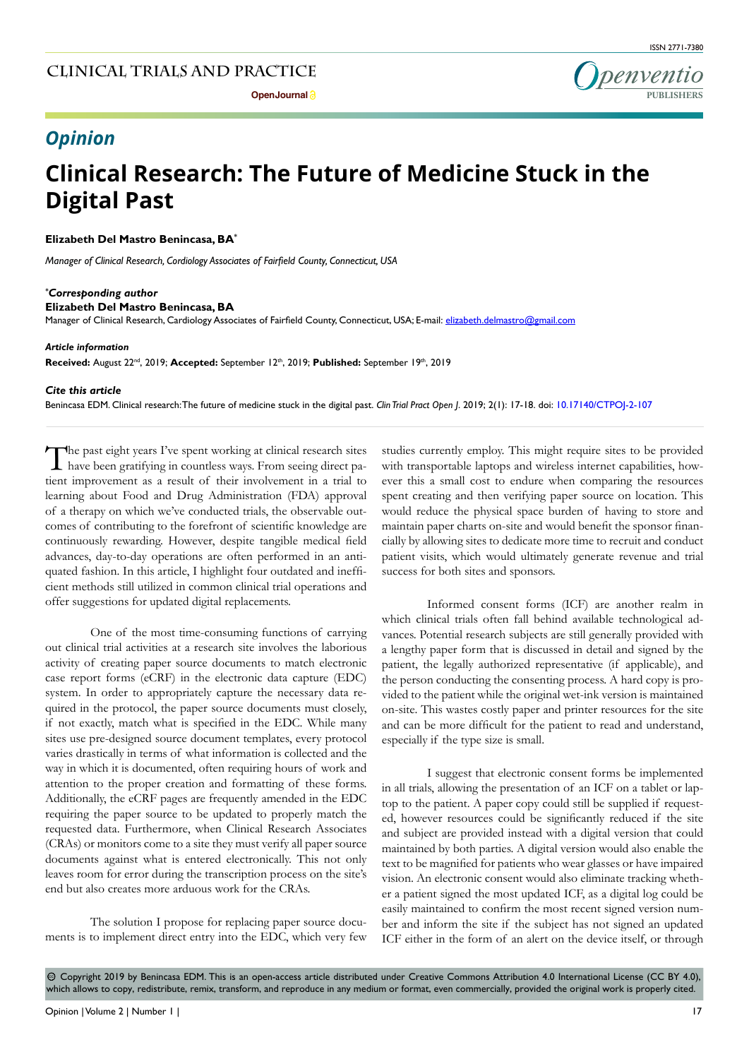## Opinion

# Clinical Research: The Future of Medicine Stuck in the Digital Past

**Elizabeth Del Mastro Benincasa, BA***

*Manager of Clinical Research, Cardiology Associates of Fairfield County, Connecticut, USA*

***Corresponding author***
**Elizabeth Del Mastro Benincasa, BA**
Manager of Clinical Research, Cardiology Associates of Fairfield County, Connecticut, USA; E-mail: elizabeth.delmastro@gmail.com

***Article information***
**Received:** August 22nd, 2019; **Accepted:** September 12th, 2019; **Published:** September 19th, 2019

***Cite this article***
Benincasa EDM. Clinical research: The future of medicine stuck in the digital past. *Clin Trial Pract Open J*. 2019; 2(1): 17-18. doi: 10.17140/CTPOJ-2-107

The past eight years I've spent working at clinical research sites have been gratifying in countless ways. From seeing direct patient improvement as a result of their involvement in a trial to learning about Food and Drug Administration (FDA) approval of a therapy on which we've conducted trials, the observable outcomes of contributing to the forefront of scientific knowledge are continuously rewarding. However, despite tangible medical field advances, day-to-day operations are often performed in an antiquated fashion. In this article, I highlight four outdated and inefficient methods still utilized in common clinical trial operations and offer suggestions for updated digital replacements.

One of the most time-consuming functions of carrying out clinical trial activities at a research site involves the laborious activity of creating paper source documents to match electronic case report forms (eCRF) in the electronic data capture (EDC) system. In order to appropriately capture the necessary data required in the protocol, the paper source documents must closely, if not exactly, match what is specified in the EDC. While many sites use pre-designed source document templates, every protocol varies drastically in terms of what information is collected and the way in which it is documented, often requiring hours of work and attention to the proper creation and formatting of these forms. Additionally, the eCRF pages are frequently amended in the EDC requiring the paper source to be updated to properly match the requested data. Furthermore, when Clinical Research Associates (CRAs) or monitors come to a site they must verify all paper source documents against what is entered electronically. This not only leaves room for error during the transcription process on the site's end but also creates more arduous work for the CRAs.

The solution I propose for replacing paper source documents is to implement direct entry into the EDC, which very few studies currently employ. This might require sites to be provided with transportable laptops and wireless internet capabilities, however this a small cost to endure when comparing the resources spent creating and then verifying paper source on location. This would reduce the physical space burden of having to store and maintain paper charts on-site and would benefit the sponsor financially by allowing sites to dedicate more time to recruit and conduct patient visits, which would ultimately generate revenue and trial success for both sites and sponsors.

Informed consent forms (ICF) are another realm in which clinical trials often fall behind available technological advances. Potential research subjects are still generally provided with a lengthy paper form that is discussed in detail and signed by the patient, the legally authorized representative (if applicable), and the person conducting the consenting process. A hard copy is provided to the patient while the original wet-ink version is maintained on-site. This wastes costly paper and printer resources for the site and can be more difficult for the patient to read and understand, especially if the type size is small.

I suggest that electronic consent forms be implemented in all trials, allowing the presentation of an ICF on a tablet or laptop to the patient. A paper copy could still be supplied if requested, however resources could be significantly reduced if the site and subject are provided instead with a digital version that could maintained by both parties. A digital version would also enable the text to be magnified for patients who wear glasses or have impaired vision. An electronic consent would also eliminate tracking whether a patient signed the most updated ICF, as a digital log could be easily maintained to confirm the most recent signed version number and inform the site if the subject has not signed an updated ICF either in the form of an alert on the device itself, or through

© Copyright 2019 by Benincasa EDM. This is an open-access article distributed under Creative Commons Attribution 4.0 International License (CC BY 4.0), which allows to copy, redistribute, remix, transform, and reproduce in any medium or format, even commercially, provided the original work is properly cited.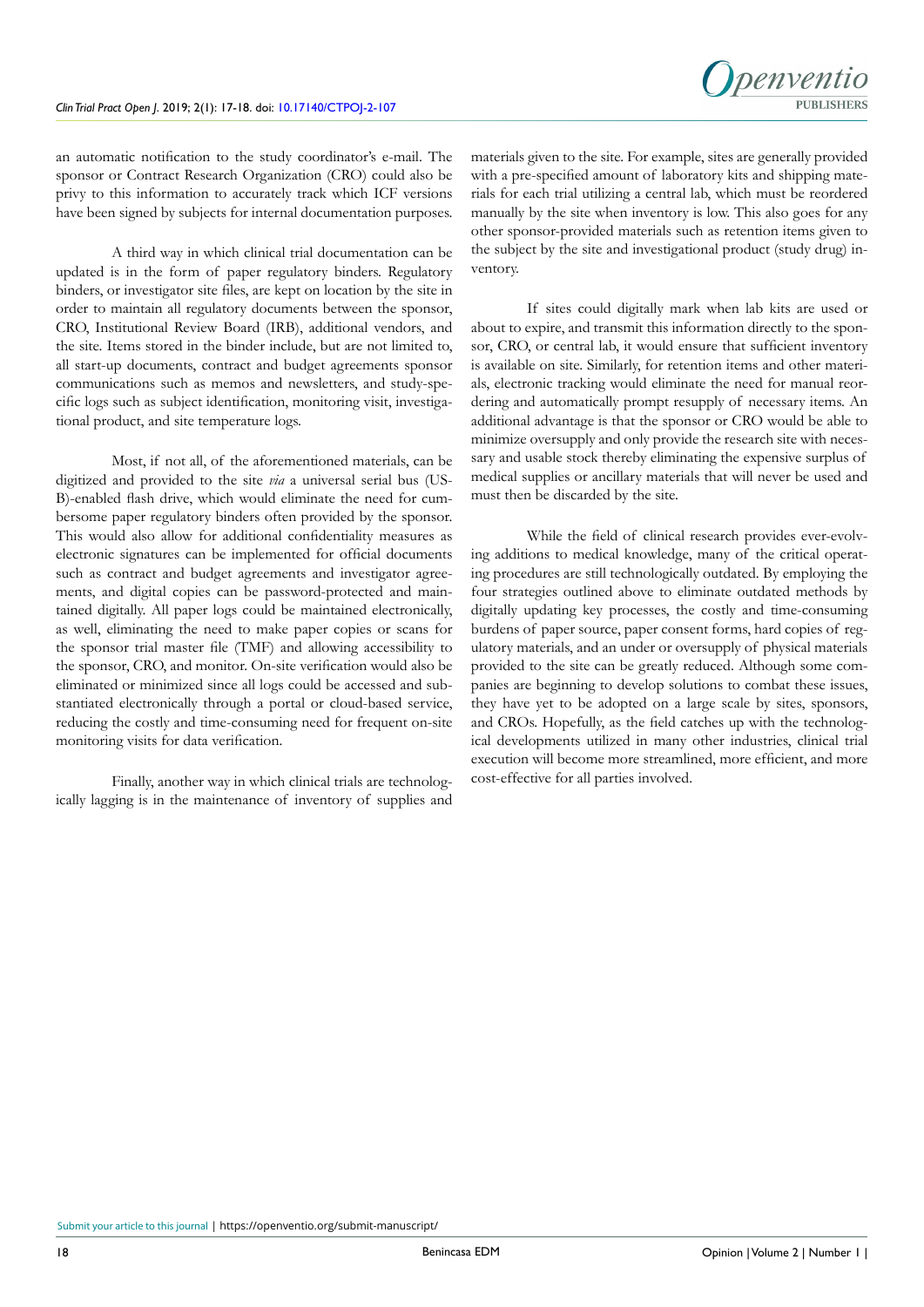an automatic notification to the study coordinator's e-mail. The sponsor or Contract Research Organization (CRO) could also be privy to this information to accurately track which ICF versions have been signed by subjects for internal documentation purposes.

A third way in which clinical trial documentation can be updated is in the form of paper regulatory binders. Regulatory binders, or investigator site files, are kept on location by the site in order to maintain all regulatory documents between the sponsor, CRO, Institutional Review Board (IRB), additional vendors, and the site. Items stored in the binder include, but are not limited to, all start-up documents, contract and budget agreements sponsor communications such as memos and newsletters, and study-specific logs such as subject identification, monitoring visit, investigational product, and site temperature logs.

Most, if not all, of the aforementioned materials, can be digitized and provided to the site *via* a universal serial bus (USB)-enabled flash drive, which would eliminate the need for cumbersome paper regulatory binders often provided by the sponsor. This would also allow for additional confidentiality measures as electronic signatures can be implemented for official documents such as contract and budget agreements and investigator agreements, and digital copies can be password-protected and maintained digitally. All paper logs could be maintained electronically, as well, eliminating the need to make paper copies or scans for the sponsor trial master file (TMF) and allowing accessibility to the sponsor, CRO, and monitor. On-site verification would also be eliminated or minimized since all logs could be accessed and substantiated electronically through a portal or cloud-based service, reducing the costly and time-consuming need for frequent on-site monitoring visits for data verification.

Finally, another way in which clinical trials are technologically lagging is in the maintenance of inventory of supplies and materials given to the site. For example, sites are generally provided with a pre-specified amount of laboratory kits and shipping materials for each trial utilizing a central lab, which must be reordered manually by the site when inventory is low. This also goes for any other sponsor-provided materials such as retention items given to the subject by the site and investigational product (study drug) inventory.

If sites could digitally mark when lab kits are used or about to expire, and transmit this information directly to the sponsor, CRO, or central lab, it would ensure that sufficient inventory is available on site. Similarly, for retention items and other materials, electronic tracking would eliminate the need for manual reordering and automatically prompt resupply of necessary items. An additional advantage is that the sponsor or CRO would be able to minimize oversupply and only provide the research site with necessary and usable stock thereby eliminating the expensive surplus of medical supplies or ancillary materials that will never be used and must then be discarded by the site.

While the field of clinical research provides ever-evolving additions to medical knowledge, many of the critical operating procedures are still technologically outdated. By employing the four strategies outlined above to eliminate outdated methods by digitally updating key processes, the costly and time-consuming burdens of paper source, paper consent forms, hard copies of regulatory materials, and an under or oversupply of physical materials provided to the site can be greatly reduced. Although some companies are beginning to develop solutions to combat these issues, they have yet to be adopted on a large scale by sites, sponsors, and CROs. Hopefully, as the field catches up with the technological developments utilized in many other industries, clinical trial execution will become more streamlined, more efficient, and more cost-effective for all parties involved.